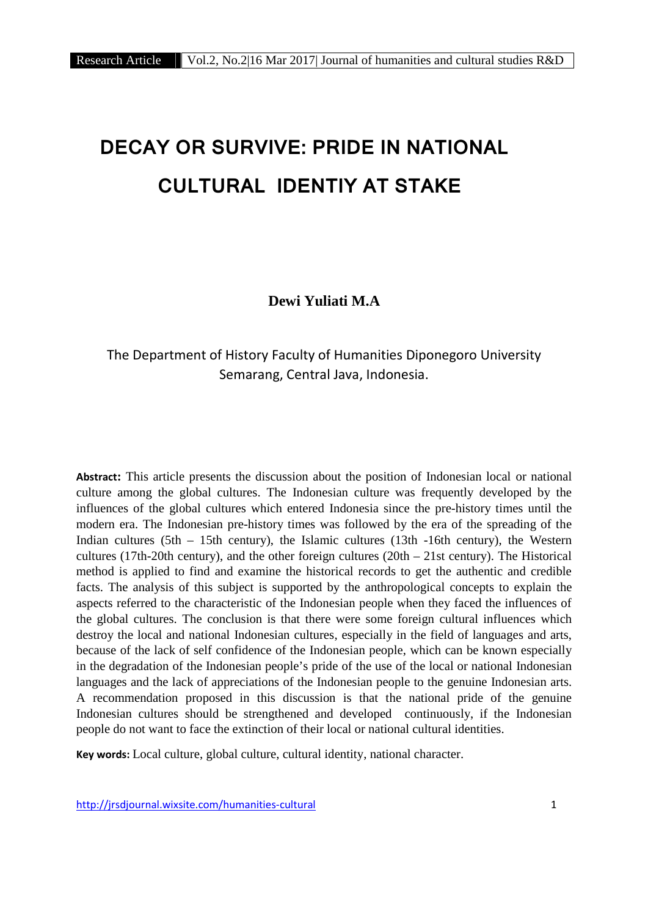# DECAY OR SURVIVE: PRIDE IN NATIONAL CULTURAL IDENTIY AT STAKE

**Dewi Yuliati M.A**

The Department of History Faculty of Humanities Diponegoro University Semarang, Central Java, Indonesia.

**Abstract:** This article presents the discussion about the position of Indonesian local or national culture among the global cultures. The Indonesian culture was frequently developed by the influences of the global cultures which entered Indonesia since the pre-history times until the modern era. The Indonesian pre-history times was followed by the era of the spreading of the Indian cultures (5th – 15th century), the Islamic cultures (13th -16th century), the Western cultures (17th-20th century), and the other foreign cultures (20th – 21st century). The Historical method is applied to find and examine the historical records to get the authentic and credible facts. The analysis of this subject is supported by the anthropological concepts to explain the aspects referred to the characteristic of the Indonesian people when they faced the influences of the global cultures. The conclusion is that there were some foreign cultural influences which destroy the local and national Indonesian cultures, especially in the field of languages and arts, because of the lack of self confidence of the Indonesian people, which can be known especially in the degradation of the Indonesian people's pride of the use of the local or national Indonesian languages and the lack of appreciations of the Indonesian people to the genuine Indonesian arts. A recommendation proposed in this discussion is that the national pride of the genuine Indonesian cultures should be strengthened and developed continuously, if the Indonesian people do not want to face the extinction of their local or national cultural identities.

**Key words:** Local culture, global culture, cultural identity, national character.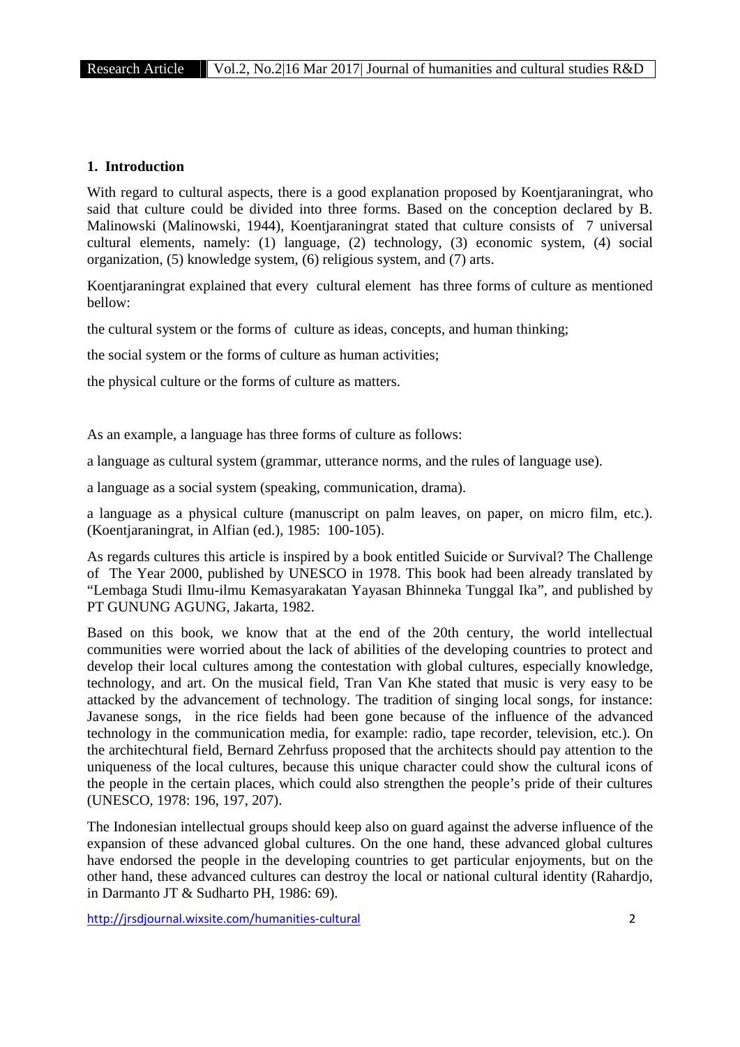## 1. Introduction

With regard to cultural aspects, there is a good explanation proposed by Koentjaraningrat, who said that culture could be divided into three forms. Based on the conception declared by B. Malinowski (Malinowski, 1944), Koentjaraningrat stated that culture consists of 7 universal cultural elements, namely: (1) language, (2) technology, (3) economic system, (4) social organization, (5) knowledge system, (6) religious system, and (7) arts.

Koentjaraningrat explained that every cultural element has three forms of culture as mentioned bellow:

the cultural system or the forms of culture as ideas, concepts, and human thinking;

the social system or the forms of culture as human activities;

the physical culture or the forms of culture as matters.

As an example, a language has three forms of culture as follows:

a language as cultural system (grammar, utterance norms, and the rules of language use).

a language as a social system (speaking, communication, drama).

a language as a physical culture (manuscript on palm leaves, on paper, on micro film, etc.). (Koentjaraningrat, in Alfian (ed.), 1985: 100-105).

As regards cultures this article is inspired by a book entitled Suicide or Survival? The Challenge of The Year 2000, published by UNESCO in 1978. This book had been already translated by "Lembaga Studi Ilmu-ilmu Kemasyarakatan Yayasan Bhinneka Tunggal Ika", and published by PT GUNUNG AGUNG, Jakarta, 1982.

Based on this book, we know that at the end of the 20th century, the world intellectual communities were worried about the lack of abilities of the developing countries to protect and develop their local cultures among the contestation with global cultures, especially knowledge, technology, and art. On the musical field, Tran Van Khe stated that music is very easy to be attacked by the advancement of technology. The tradition of singing local songs, for instance: Javanese songs, in the rice fields had been gone because of the influence of the advanced technology in the communication media, for example: radio, tape recorder, television, etc.). On the architechtural field, Bernard Zehrfuss proposed that the architects should pay attention to the uniqueness of the local cultures, because this unique character could show the cultural icons of the people in the certain places, which could also strengthen the people's pride of their cultures (UNESCO, 1978: 196, 197, 207).

The Indonesian intellectual groups should keep also on guard against the adverse influence of the expansion of these advanced global cultures. On the one hand, these advanced global cultures have endorsed the people in the developing countries to get particular enjoyments, but on the other hand, these advanced cultures can destroy the local or national cultural identity (Rahardjo, in Darmanto JT & Sudharto PH, 1986: 69).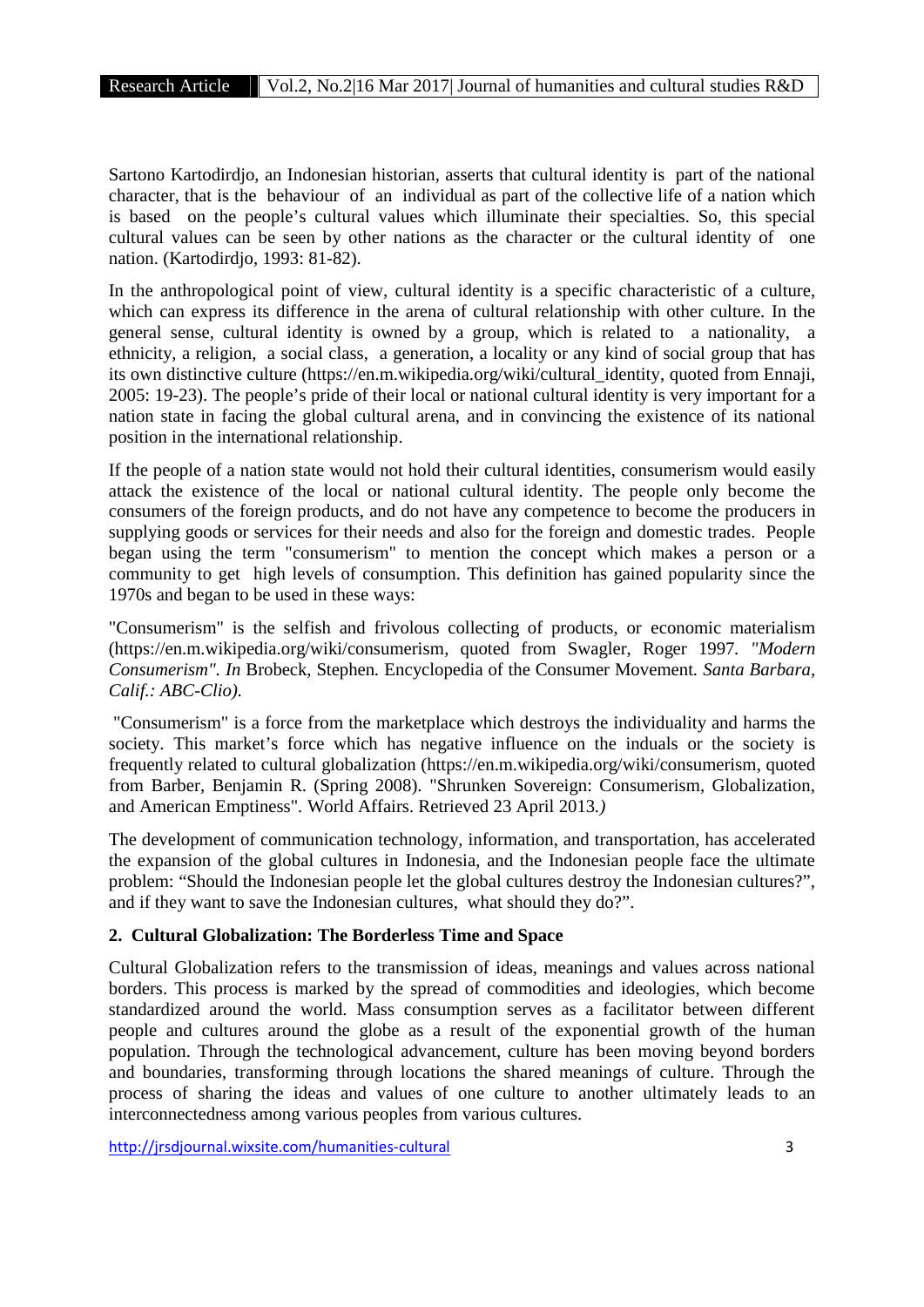Sartono Kartodirdjo, an Indonesian historian, asserts that cultural identity is part of the national character, that is the behaviour of an individual as part of the collective life of a nation which is based on the people's cultural values which illuminate their specialties. So, this special cultural values can be seen by other nations as the character or the cultural identity of one nation. (Kartodirdjo, 1993: 81-82).

In the anthropological point of view, cultural identity is a specific characteristic of a culture, which can express its difference in the arena of cultural relationship with other culture. In the general sense, cultural identity is owned by a group, which is related to a nationality, a ethnicity, a religion, a social class, a generation, a locality or any kind of social group that has its own distinctive culture (https://en.m.wikipedia.org/wiki/cultural_identity, quoted from Ennaji, 2005: 19-23). The people's pride of their local or national cultural identity is very important for a nation state in facing the global cultural arena, and in convincing the existence of its national position in the international relationship.

If the people of a nation state would not hold their cultural identities, consumerism would easily attack the existence of the local or national cultural identity. The people only become the consumers of the foreign products, and do not have any competence to become the producers in supplying goods or services for their needs and also for the foreign and domestic trades. People began using the term "consumerism" to mention the concept which makes a person or a community to get high levels of consumption. This definition has gained popularity since the 1970s and began to be used in these ways:

"Consumerism" is the selfish and frivolous collecting of products, or economic materialism (https://en.m.wikipedia.org/wiki/consumerism, quoted from Swagler, Roger 1997. *"Modern Consumerism". In* Brobeck, Stephen*.* Encyclopedia of the Consumer Movement*. Santa Barbara, Calif.: ABC-Clio).*

"Consumerism" is a force from the marketplace which destroys the individuality and harms the society. This market's force which has negative influence on the induals or the society is frequently related to cultural globalization (https://en.m.wikipedia.org/wiki/consumerism, quoted from Barber, Benjamin R. (Spring 2008). "Shrunken Sovereign: Consumerism, Globalization, and American Emptiness". World Affairs. Retrieved 23 April 2013*.)*

The development of communication technology, information, and transportation, has accelerated the expansion of the global cultures in Indonesia, and the Indonesian people face the ultimate problem: "Should the Indonesian people let the global cultures destroy the Indonesian cultures?", and if they want to save the Indonesian cultures, what should they do?".

## 2. Cultural Globalization: The Borderless Time and Space

Cultural Globalization refers to the transmission of ideas, meanings and values across national borders. This process is marked by the spread of commodities and ideologies, which become standardized around the world. Mass consumption serves as a facilitator between different people and cultures around the globe as a result of the exponential growth of the human population. Through the technological advancement, culture has been moving beyond borders and boundaries, transforming through locations the shared meanings of culture. Through the process of sharing the ideas and values of one culture to another ultimately leads to an interconnectedness among various peoples from various cultures.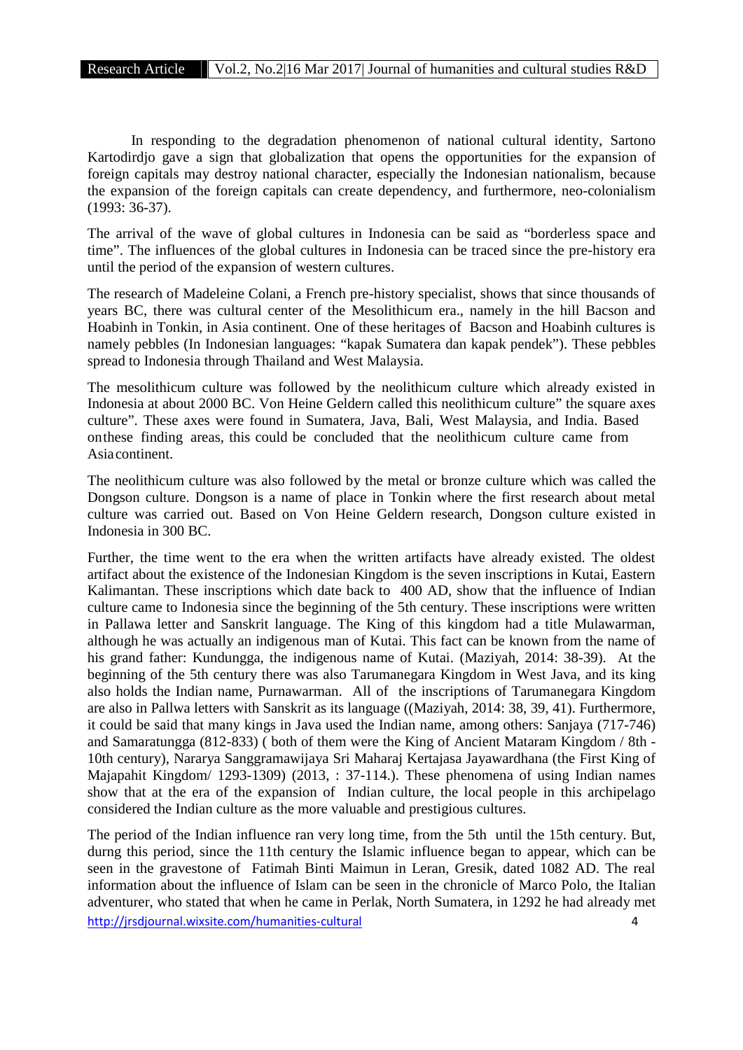In responding to the degradation phenomenon of national cultural identity, Sartono Kartodirdjo gave a sign that globalization that opens the opportunities for the expansion of foreign capitals may destroy national character, especially the Indonesian nationalism, because the expansion of the foreign capitals can create dependency, and furthermore, neo-colonialism (1993: 36-37).

The arrival of the wave of global cultures in Indonesia can be said as "borderless space and time". The influences of the global cultures in Indonesia can be traced since the pre-history era until the period of the expansion of western cultures.

The research of Madeleine Colani, a French pre-history specialist, shows that since thousands of years BC, there was cultural center of the Mesolithicum era., namely in the hill Bacson and Hoabinh in Tonkin, in Asia continent. One of these heritages of Bacson and Hoabinh cultures is namely pebbles (In Indonesian languages: "kapak Sumatera dan kapak pendek"). These pebbles spread to Indonesia through Thailand and West Malaysia.

The mesolithicum culture was followed by the neolithicum culture which already existed in Indonesia at about 2000 BC. Von Heine Geldern called this neolithicum culture" the square axes culture". These axes were found in Sumatera, Java, Bali, West Malaysia, and India. Based onthese finding areas, this could be concluded that the neolithicum culture came from Asiacontinent.

The neolithicum culture was also followed by the metal or bronze culture which was called the Dongson culture. Dongson is a name of place in Tonkin where the first research about metal culture was carried out. Based on Von Heine Geldern research, Dongson culture existed in Indonesia in 300 BC.

Further, the time went to the era when the written artifacts have already existed. The oldest artifact about the existence of the Indonesian Kingdom is the seven inscriptions in Kutai, Eastern Kalimantan. These inscriptions which date back to 400 AD, show that the influence of Indian culture came to Indonesia since the beginning of the 5th century. These inscriptions were written in Pallawa letter and Sanskrit language. The King of this kingdom had a title Mulawarman, although he was actually an indigenous man of Kutai. This fact can be known from the name of his grand father: Kundungga, the indigenous name of Kutai. (Maziyah, 2014: 38-39). At the beginning of the 5th century there was also Tarumanegara Kingdom in West Java, and its king also holds the Indian name, Purnawarman. All of the inscriptions of Tarumanegara Kingdom are also in Pallwa letters with Sanskrit as its language ((Maziyah, 2014: 38, 39, 41). Furthermore, it could be said that many kings in Java used the Indian name, among others: Sanjaya (717-746) and Samaratungga (812-833) ( both of them were the King of Ancient Mataram Kingdom / 8th - 10th century), Nararya Sanggramawijaya Sri Maharaj Kertajasa Jayawardhana (the First King of Majapahit Kingdom/ 1293-1309) (2013, : 37-114.). These phenomena of using Indian names show that at the era of the expansion of Indian culture, the local people in this archipelago considered the Indian culture as the more valuable and prestigious cultures.

The period of the Indian influence ran very long time, from the 5th until the 15th century. But, durng this period, since the 11th century the Islamic influence began to appear, which can be seen in the gravestone of Fatimah Binti Maimun in Leran, Gresik, dated 1082 AD. The real information about the influence of Islam can be seen in the chronicle of Marco Polo, the Italian adventurer, who stated that when he came in Perlak, North Sumatera, in 1292 he had already met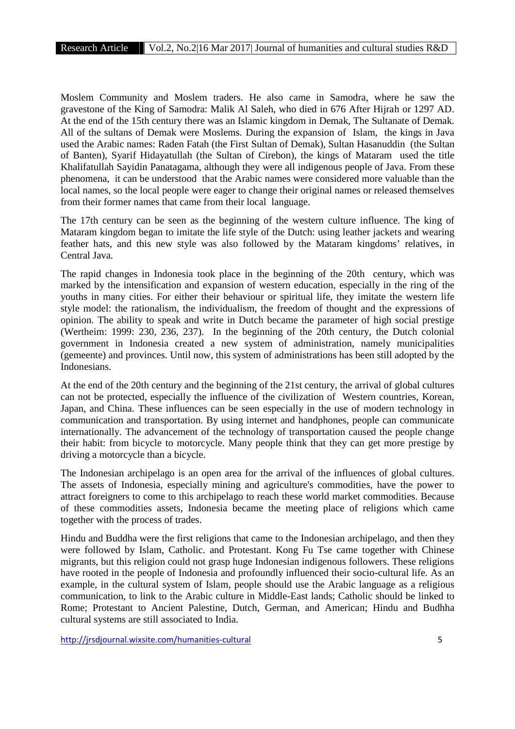Moslem Community and Moslem traders. He also came in Samodra, where he saw the gravestone of the King of Samodra: Malik Al Saleh, who died in 676 After Hijrah or 1297 AD. At the end of the 15th century there was an Islamic kingdom in Demak, The Sultanate of Demak. All of the sultans of Demak were Moslems. During the expansion of Islam, the kings in Java used the Arabic names: Raden Fatah (the First Sultan of Demak), Sultan Hasanuddin (the Sultan of Banten), Syarif Hidayatullah (the Sultan of Cirebon), the kings of Mataram used the title Khalifatullah Sayidin Panatagama, although they were all indigenous people of Java. From these phenomena, it can be understood that the Arabic names were considered more valuable than the local names, so the local people were eager to change their original names or released themselves from their former names that came from their local language.

The 17th century can be seen as the beginning of the western culture influence. The king of Mataram kingdom began to imitate the life style of the Dutch: using leather jackets and wearing feather hats, and this new style was also followed by the Mataram kingdoms' relatives, in Central Java.

The rapid changes in Indonesia took place in the beginning of the 20th century, which was marked by the intensification and expansion of western education, especially in the ring of the youths in many cities. For either their behaviour or spiritual life, they imitate the western life style model: the rationalism, the individualism, the freedom of thought and the expressions of opinion. The ability to speak and write in Dutch became the parameter of high social prestige (Wertheim: 1999: 230, 236, 237). In the beginning of the 20th century, the Dutch colonial government in Indonesia created a new system of administration, namely municipalities (gemeente) and provinces. Until now, this system of administrations has been still adopted by the Indonesians.

At the end of the 20th century and the beginning of the 21st century, the arrival of global cultures can not be protected, especially the influence of the civilization of Western countries, Korean, Japan, and China. These influences can be seen especially in the use of modern technology in communication and transportation. By using internet and handphones, people can communicate internationally. The advancement of the technology of transportation caused the people change their habit: from bicycle to motorcycle. Many people think that they can get more prestige by driving a motorcycle than a bicycle.

The Indonesian archipelago is an open area for the arrival of the influences of global cultures. The assets of Indonesia, especially mining and agriculture's commodities, have the power to attract foreigners to come to this archipelago to reach these world market commodities. Because of these commodities assets, Indonesia became the meeting place of religions which came together with the process of trades.

Hindu and Buddha were the first religions that came to the Indonesian archipelago, and then they were followed by Islam, Catholic. and Protestant. Kong Fu Tse came together with Chinese migrants, but this religion could not grasp huge Indonesian indigenous followers. These religions have rooted in the people of Indonesia and profoundly influenced their socio-cultural life. As an example, in the cultural system of Islam, people should use the Arabic language as a religious communication, to link to the Arabic culture in Middle-East lands; Catholic should be linked to Rome; Protestant to Ancient Palestine, Dutch, German, and American; Hindu and Budhha cultural systems are still associated to India.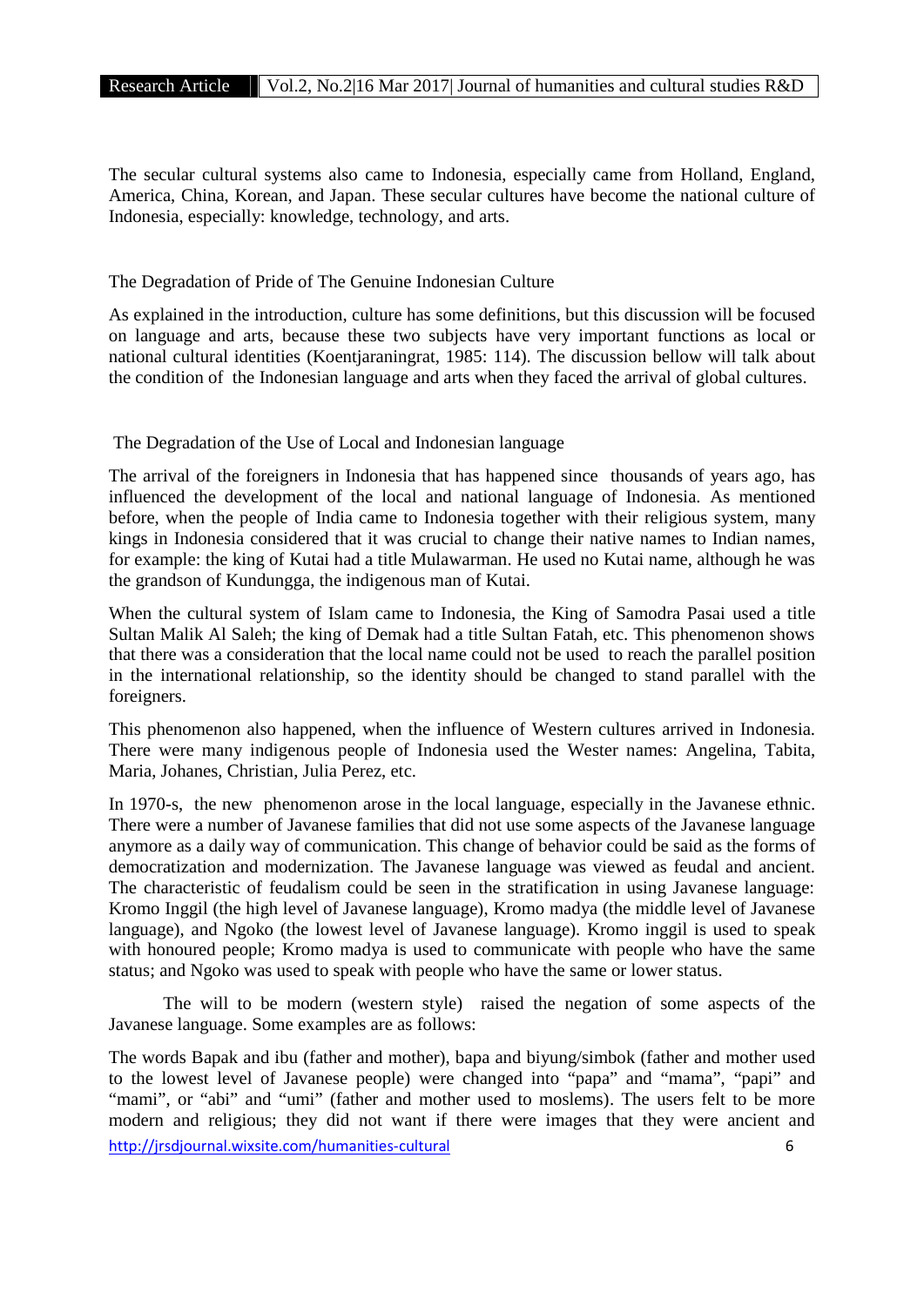The secular cultural systems also came to Indonesia, especially came from Holland, England, America, China, Korean, and Japan. These secular cultures have become the national culture of Indonesia, especially: knowledge, technology, and arts.

## The Degradation of Pride of The Genuine Indonesian Culture

As explained in the introduction, culture has some definitions, but this discussion will be focused on language and arts, because these two subjects have very important functions as local or national cultural identities (Koentjaraningrat, 1985: 114). The discussion bellow will talk about the condition of the Indonesian language and arts when they faced the arrival of global cultures.

### The Degradation of the Use of Local and Indonesian language

The arrival of the foreigners in Indonesia that has happened since thousands of years ago, has influenced the development of the local and national language of Indonesia. As mentioned before, when the people of India came to Indonesia together with their religious system, many kings in Indonesia considered that it was crucial to change their native names to Indian names, for example: the king of Kutai had a title Mulawarman. He used no Kutai name, although he was the grandson of Kundungga, the indigenous man of Kutai.

When the cultural system of Islam came to Indonesia, the King of Samodra Pasai used a title Sultan Malik Al Saleh; the king of Demak had a title Sultan Fatah, etc. This phenomenon shows that there was a consideration that the local name could not be used to reach the parallel position in the international relationship, so the identity should be changed to stand parallel with the foreigners.

This phenomenon also happened, when the influence of Western cultures arrived in Indonesia. There were many indigenous people of Indonesia used the Wester names: Angelina, Tabita, Maria, Johanes, Christian, Julia Perez, etc.

In 1970-s, the new phenomenon arose in the local language, especially in the Javanese ethnic. There were a number of Javanese families that did not use some aspects of the Javanese language anymore as a daily way of communication. This change of behavior could be said as the forms of democratization and modernization. The Javanese language was viewed as feudal and ancient. The characteristic of feudalism could be seen in the stratification in using Javanese language: Kromo Inggil (the high level of Javanese language), Kromo madya (the middle level of Javanese language), and Ngoko (the lowest level of Javanese language). Kromo inggil is used to speak with honoured people; Kromo madya is used to communicate with people who have the same status; and Ngoko was used to speak with people who have the same or lower status.

The will to be modern (western style) raised the negation of some aspects of the Javanese language. Some examples are as follows:

The words Bapak and ibu (father and mother), bapa and biyung/simbok (father and mother used to the lowest level of Javanese people) were changed into "papa" and "mama", "papi" and "mami", or "abi" and "umi" (father and mother used to moslems). The users felt to be more modern and religious; they did not want if there were images that they were ancient and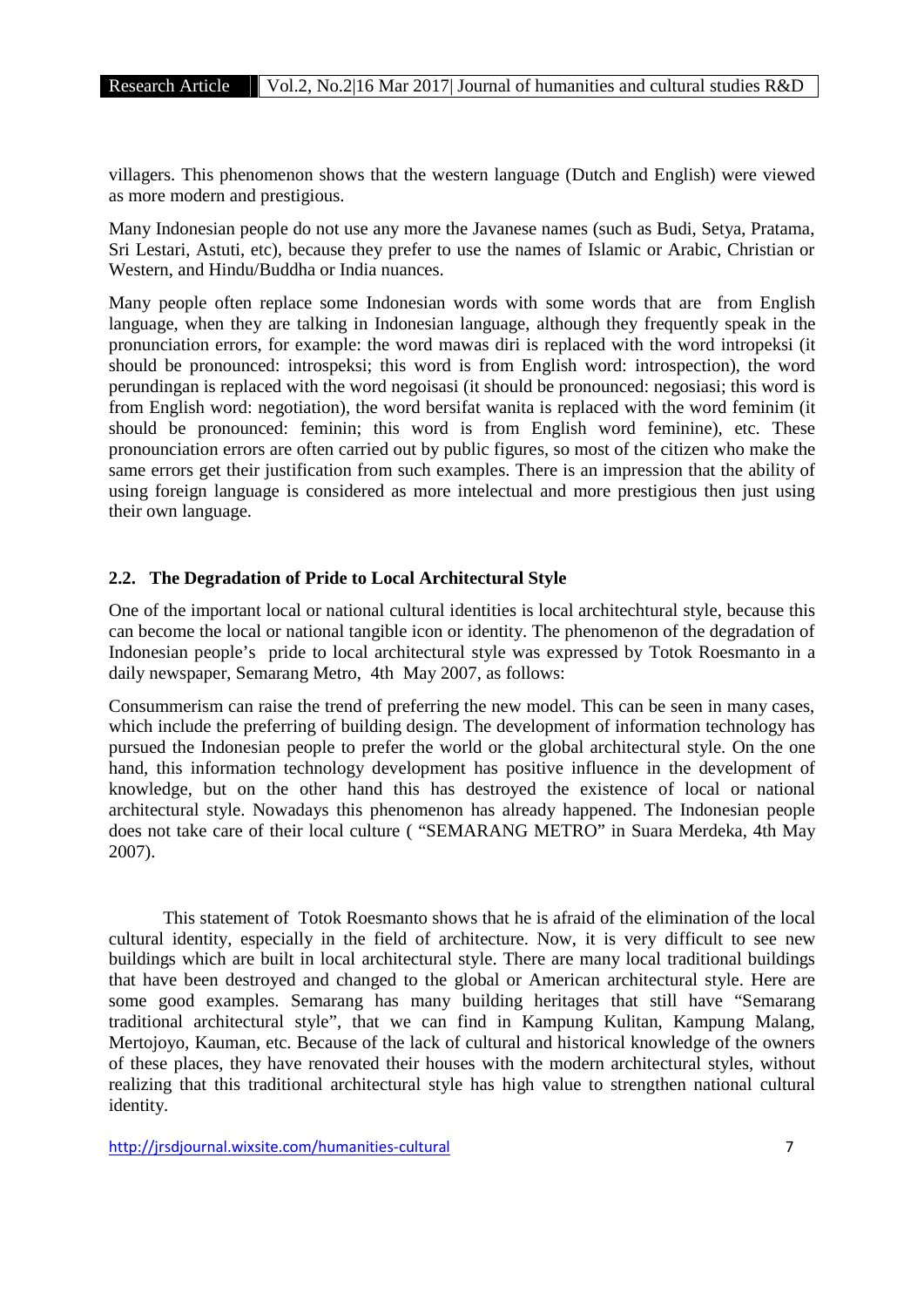villagers. This phenomenon shows that the western language (Dutch and English) were viewed as more modern and prestigious.

Many Indonesian people do not use any more the Javanese names (such as Budi, Setya, Pratama, Sri Lestari, Astuti, etc), because they prefer to use the names of Islamic or Arabic, Christian or Western, and Hindu/Buddha or India nuances.

Many people often replace some Indonesian words with some words that are from English language, when they are talking in Indonesian language, although they frequently speak in the pronunciation errors, for example: the word mawas diri is replaced with the word intropeksi (it should be pronounced: introspeksi; this word is from English word: introspection), the word perundingan is replaced with the word negoisasi (it should be pronounced: negosiasi; this word is from English word: negotiation), the word bersifat wanita is replaced with the word feminim (it should be pronounced: feminin; this word is from English word feminine), etc. These pronounciation errors are often carried out by public figures, so most of the citizen who make the same errors get their justification from such examples. There is an impression that the ability of using foreign language is considered as more intelectual and more prestigious then just using their own language.

## 2.2. The Degradation of Pride to Local Architectural Style

One of the important local or national cultural identities is local architechtural style, because this can become the local or national tangible icon or identity. The phenomenon of the degradation of Indonesian people's pride to local architectural style was expressed by Totok Roesmanto in a daily newspaper, Semarang Metro, 4th May 2007, as follows:

Consummerism can raise the trend of preferring the new model. This can be seen in many cases, which include the preferring of building design. The development of information technology has pursued the Indonesian people to prefer the world or the global architectural style. On the one hand, this information technology development has positive influence in the development of knowledge, but on the other hand this has destroyed the existence of local or national architectural style. Nowadays this phenomenon has already happened. The Indonesian people does not take care of their local culture ( "SEMARANG METRO" in Suara Merdeka, 4th May 2007).

This statement of Totok Roesmanto shows that he is afraid of the elimination of the local cultural identity, especially in the field of architecture. Now, it is very difficult to see new buildings which are built in local architectural style. There are many local traditional buildings that have been destroyed and changed to the global or American architectural style. Here are some good examples. Semarang has many building heritages that still have "Semarang traditional architectural style", that we can find in Kampung Kulitan, Kampung Malang, Mertojoyo, Kauman, etc. Because of the lack of cultural and historical knowledge of the owners of these places, they have renovated their houses with the modern architectural styles, without realizing that this traditional architectural style has high value to strengthen national cultural identity.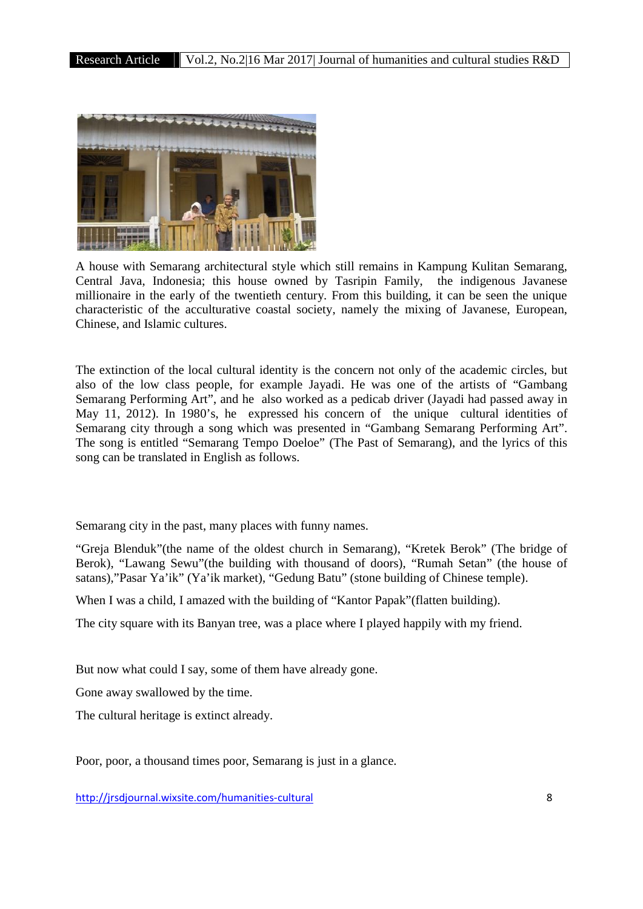A house with Semarang architectural style which still remains in Kampung Kulitan Semarang, Central Java, Indonesia; this house owned by Tasripin Family, the indigenous Javanese millionaire in the early of the twentieth century. From this building, it can be seen the unique characteristic of the acculturative coastal society, namely the mixing of Javanese, European, Chinese, and Islamic cultures.

The extinction of the local cultural identity is the concern not only of the academic circles, but also of the low class people, for example Jayadi. He was one of the artists of "Gambang Semarang Performing Art", and he also worked as a pedicab driver (Jayadi had passed away in May 11, 2012). In 1980's, he expressed his concern of the unique cultural identities of Semarang city through a song which was presented in "Gambang Semarang Performing Art". The song is entitled "Semarang Tempo Doeloe" (The Past of Semarang), and the lyrics of this song can be translated in English as follows.

Semarang city in the past, many places with funny names.

"Greja Blenduk"(the name of the oldest church in Semarang), "Kretek Berok" (The bridge of Berok), "Lawang Sewu"(the building with thousand of doors), "Rumah Setan" (the house of satans),"Pasar Ya'ik" (Ya'ik market), "Gedung Batu" (stone building of Chinese temple).

When I was a child, I amazed with the building of "Kantor Papak"(flatten building).

The city square with its Banyan tree, was a place where I played happily with my friend.

But now what could I say, some of them have already gone.

Gone away swallowed by the time.

The cultural heritage is extinct already.

Poor, poor, a thousand times poor, Semarang is just in a glance.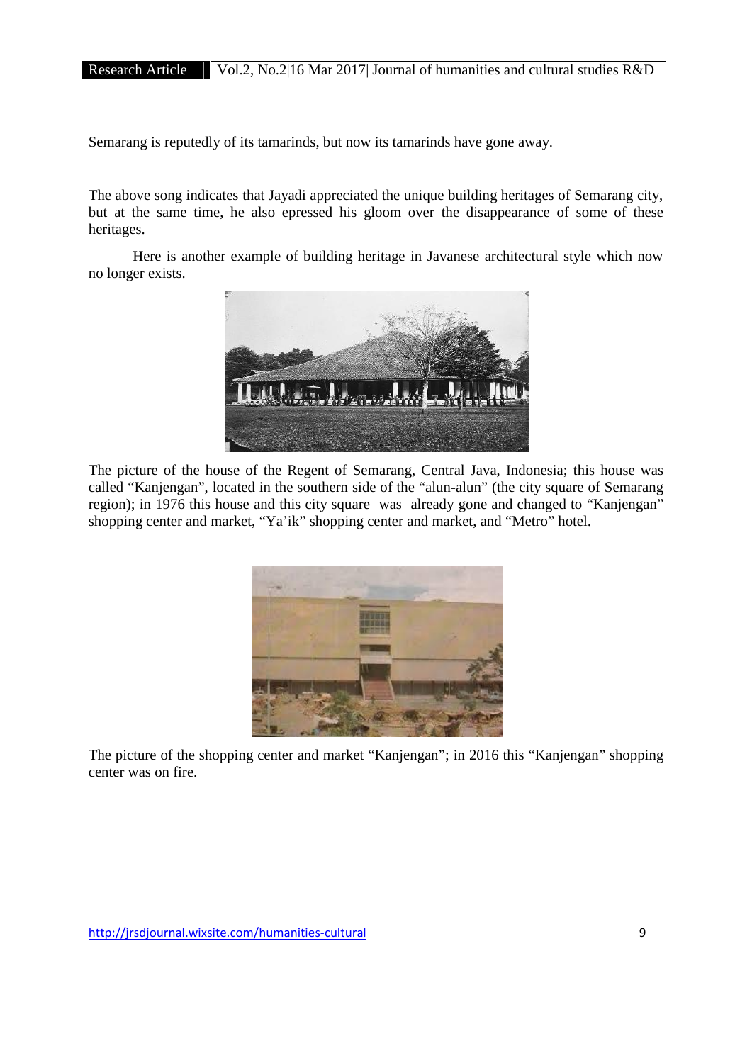Semarang is reputedly of its tamarinds, but now its tamarinds have gone away.

The above song indicates that Jayadi appreciated the unique building heritages of Semarang city, but at the same time, he also epressed his gloom over the disappearance of some of these heritages.

Here is another example of building heritage in Javanese architectural style which now no longer exists.

The picture of the house of the Regent of Semarang, Central Java, Indonesia; this house was called "Kanjengan", located in the southern side of the "alun-alun" (the city square of Semarang region); in 1976 this house and this city square was already gone and changed to "Kanjengan" shopping center and market, "Ya'ik" shopping center and market, and "Metro" hotel.

The picture of the shopping center and market "Kanjengan"; in 2016 this "Kanjengan" shopping center was on fire.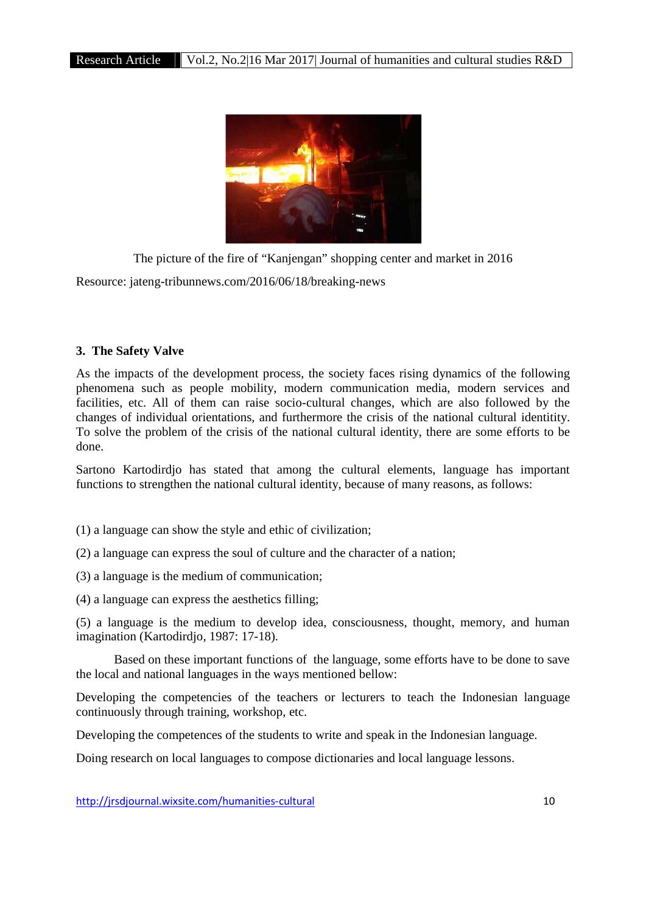The picture of the fire of “Kanjengan” shopping center and market in 2016

Resource: jateng-tribunnews.com/2016/06/18/breaking-news

### 3. The Safety Valve

As the impacts of the development process, the society faces rising dynamics of the following phenomena such as people mobility, modern communication media, modern services and facilities, etc. All of them can raise socio-cultural changes, which are also followed by the changes of individual orientations, and furthermore the crisis of the national cultural identity. To solve the problem of the crisis of the national cultural identity, there are some efforts to be done.

Sartono Kartodirdjo has stated that among the cultural elements, language has important functions to strengthen the national cultural identity, because of many reasons, as follows:

(1) a language can show the style and ethic of civilization;

(2) a language can express the soul of culture and the character of a nation;

(3) a language is the medium of communication;

(4) a language can express the aesthetics filling;

(5) a language is the medium to develop idea, consciousness, thought, memory, and human imagination (Kartodirdjo, 1987: 17-18).

Based on these important functions of the language, some efforts have to be done to save the local and national languages in the ways mentioned bellow:

Developing the competencies of the teachers or lecturers to teach the Indonesian language continuously through training, workshop, etc.

Developing the competences of the students to write and speak in the Indonesian language.

Doing research on local languages to compose dictionaries and local language lessons.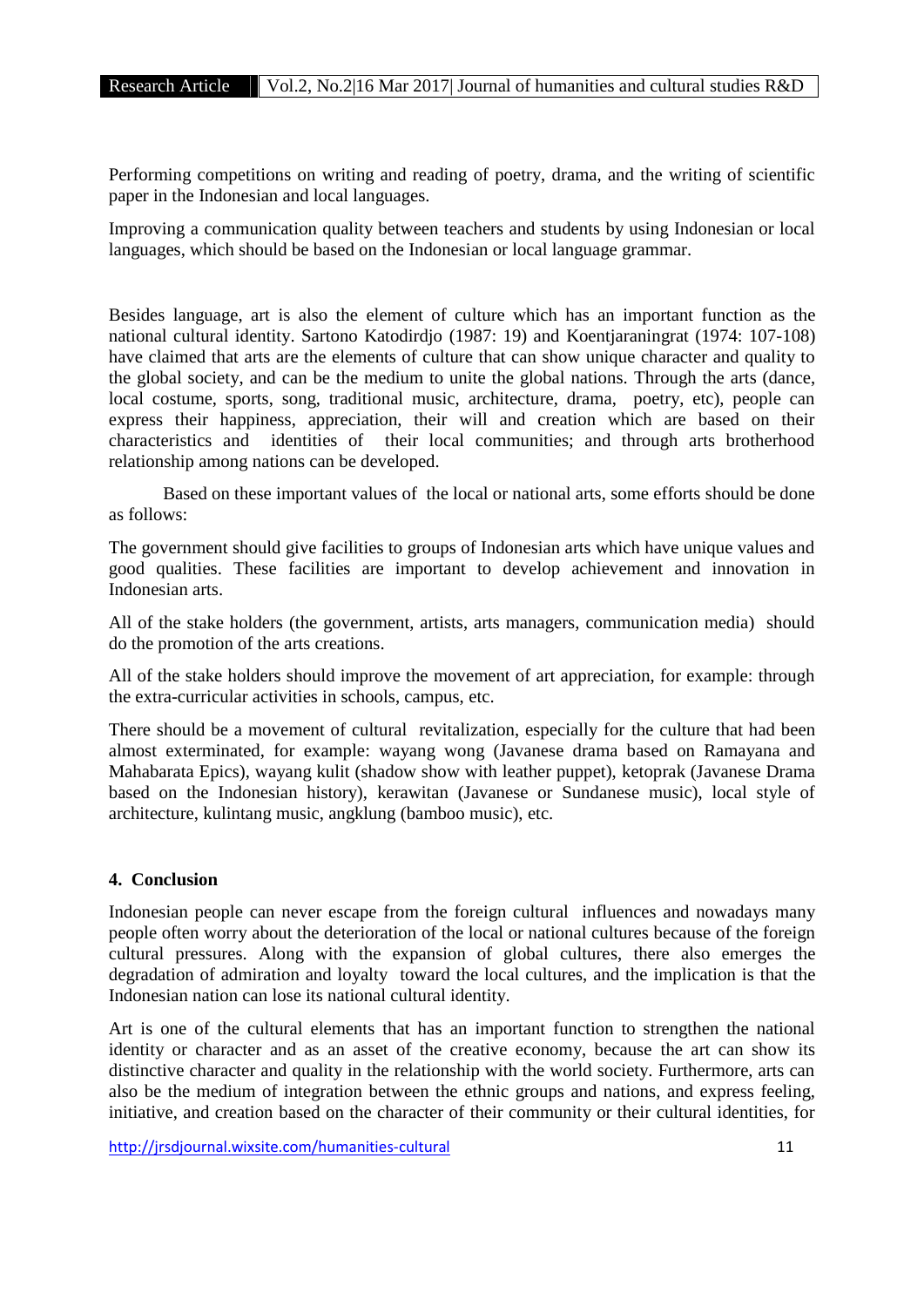Performing competitions on writing and reading of poetry, drama, and the writing of scientific paper in the Indonesian and local languages.

Improving a communication quality between teachers and students by using Indonesian or local languages, which should be based on the Indonesian or local language grammar.

Besides language, art is also the element of culture which has an important function as the national cultural identity. Sartono Katodirdjo (1987: 19) and Koentjaraningrat (1974: 107-108) have claimed that arts are the elements of culture that can show unique character and quality to the global society, and can be the medium to unite the global nations. Through the arts (dance, local costume, sports, song, traditional music, architecture, drama, poetry, etc), people can express their happiness, appreciation, their will and creation which are based on their characteristics and identities of their local communities; and through arts brotherhood relationship among nations can be developed.

Based on these important values of the local or national arts, some efforts should be done as follows:

The government should give facilities to groups of Indonesian arts which have unique values and good qualities. These facilities are important to develop achievement and innovation in Indonesian arts.

All of the stake holders (the government, artists, arts managers, communication media) should do the promotion of the arts creations.

All of the stake holders should improve the movement of art appreciation, for example: through the extra-curricular activities in schools, campus, etc.

There should be a movement of cultural revitalization, especially for the culture that had been almost exterminated, for example: wayang wong (Javanese drama based on Ramayana and Mahabarata Epics), wayang kulit (shadow show with leather puppet), ketoprak (Javanese Drama based on the Indonesian history), kerawitan (Javanese or Sundanese music), local style of architecture, kulintang music, angklung (bamboo music), etc.

## 4. Conclusion

Indonesian people can never escape from the foreign cultural influences and nowadays many people often worry about the deterioration of the local or national cultures because of the foreign cultural pressures. Along with the expansion of global cultures, there also emerges the degradation of admiration and loyalty toward the local cultures, and the implication is that the Indonesian nation can lose its national cultural identity.

Art is one of the cultural elements that has an important function to strengthen the national identity or character and as an asset of the creative economy, because the art can show its distinctive character and quality in the relationship with the world society. Furthermore, arts can also be the medium of integration between the ethnic groups and nations, and express feeling, initiative, and creation based on the character of their community or their cultural identities, for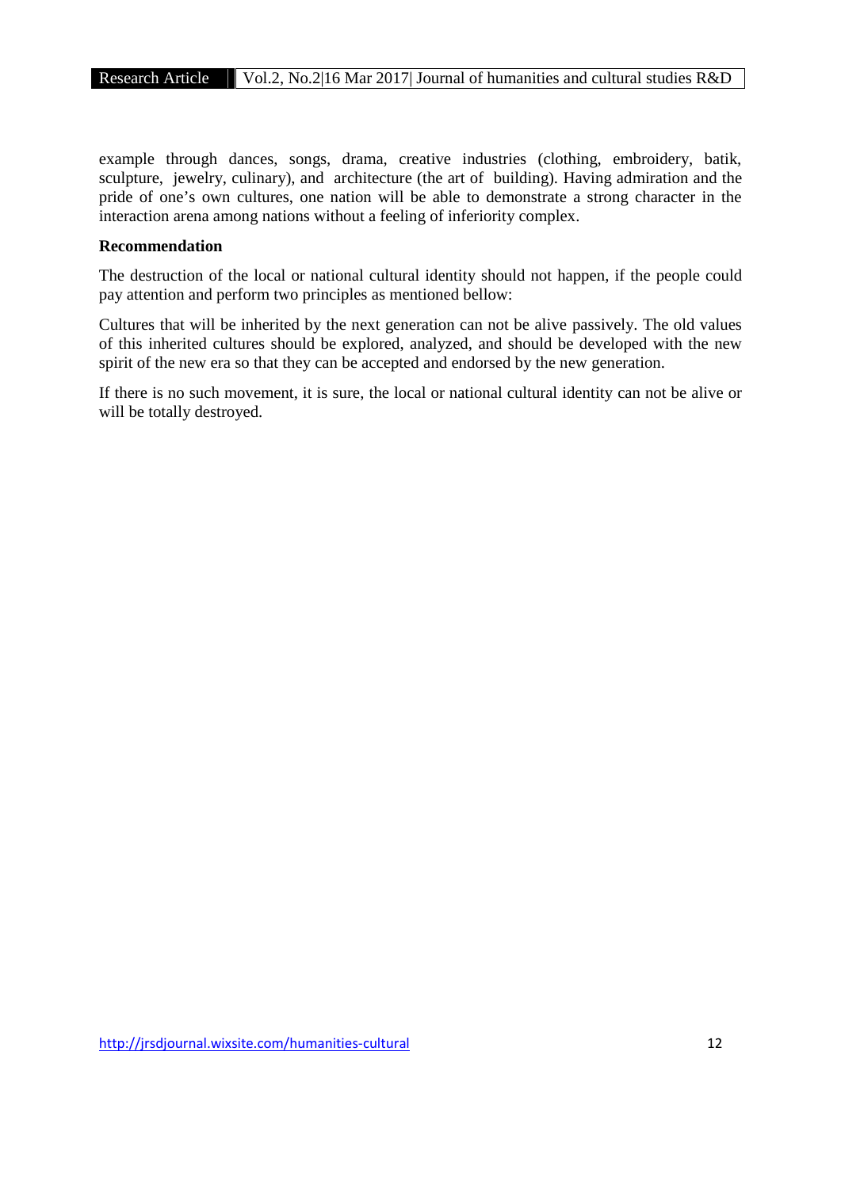example through dances, songs, drama, creative industries (clothing, embroidery, batik, sculpture, jewelry, culinary), and architecture (the art of building). Having admiration and the pride of one's own cultures, one nation will be able to demonstrate a strong character in the interaction arena among nations without a feeling of inferiority complex.

**Recommendation**

The destruction of the local or national cultural identity should not happen, if the people could pay attention and perform two principles as mentioned bellow:

Cultures that will be inherited by the next generation can not be alive passively. The old values of this inherited cultures should be explored, analyzed, and should be developed with the new spirit of the new era so that they can be accepted and endorsed by the new generation.

If there is no such movement, it is sure, the local or national cultural identity can not be alive or will be totally destroyed.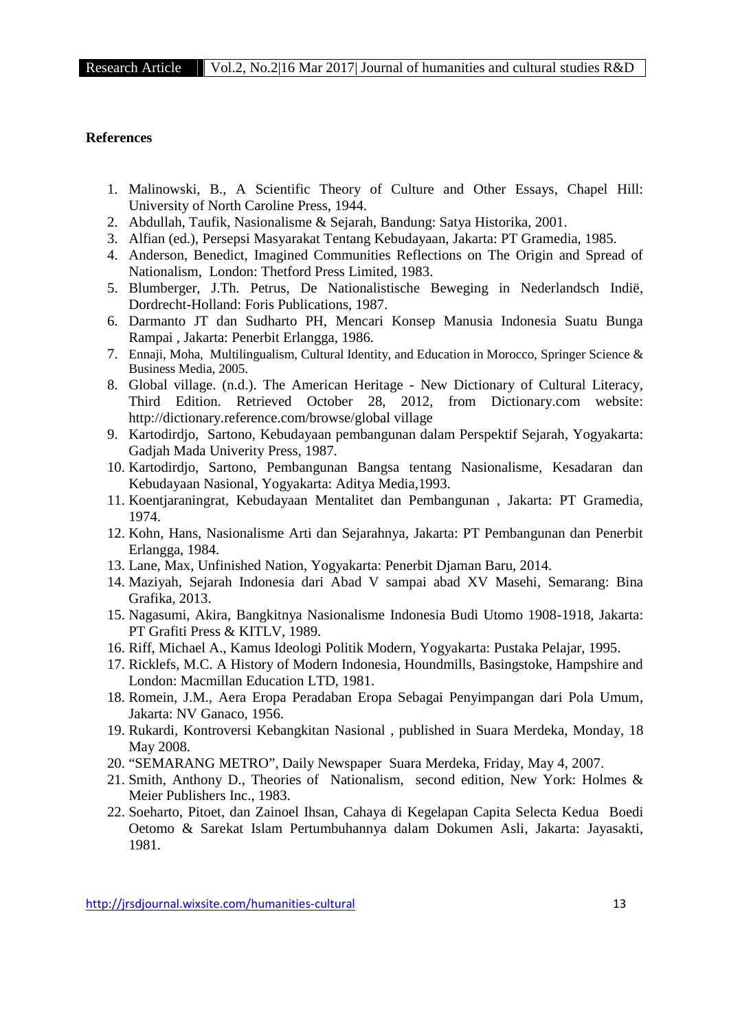**References**

1. Malinowski, B., A Scientific Theory of Culture and Other Essays, Chapel Hill: University of North Caroline Press, 1944.
2. Abdullah, Taufik, Nasionalisme & Sejarah, Bandung: Satya Historika, 2001.
3. Alfian (ed.), Persepsi Masyarakat Tentang Kebudayaan, Jakarta: PT Gramedia, 1985.
4. Anderson, Benedict, Imagined Communities Reflections on The Origin and Spread of Nationalism, London: Thetford Press Limited, 1983.
5. Blumberger, J.Th. Petrus, De Nationalistische Beweging in Nederlandsch Indië, Dordrecht-Holland: Foris Publications, 1987.
6. Darmanto JT dan Sudharto PH, Mencari Konsep Manusia Indonesia Suatu Bunga Rampai , Jakarta: Penerbit Erlangga, 1986.
7. Ennaji, Moha, Multilingualism, Cultural Identity, and Education in Morocco, Springer Science & Business Media, 2005.
8. Global village. (n.d.). The American Heritage - New Dictionary of Cultural Literacy, Third Edition. Retrieved October 28, 2012, from Dictionary.com website: http://dictionary.reference.com/browse/global village
9. Kartodirdjo, Sartono, Kebudayaan pembangunan dalam Perspektif Sejarah, Yogyakarta: Gadjah Mada Univerity Press, 1987.
10. Kartodirdjo, Sartono, Pembangunan Bangsa tentang Nasionalisme, Kesadaran dan Kebudayaan Nasional, Yogyakarta: Aditya Media,1993.
11. Koentjaraningrat, Kebudayaan Mentalitet dan Pembangunan , Jakarta: PT Gramedia, 1974.
12. Kohn, Hans, Nasionalisme Arti dan Sejarahnya, Jakarta: PT Pembangunan dan Penerbit Erlangga, 1984.
13. Lane, Max, Unfinished Nation, Yogyakarta: Penerbit Djaman Baru, 2014.
14. Maziyah, Sejarah Indonesia dari Abad V sampai abad XV Masehi, Semarang: Bina Grafika, 2013.
15. Nagasumi, Akira, Bangkitnya Nasionalisme Indonesia Budi Utomo 1908-1918, Jakarta: PT Grafiti Press & KITLV, 1989.
16. Riff, Michael A., Kamus Ideologi Politik Modern, Yogyakarta: Pustaka Pelajar, 1995.
17. Ricklefs, M.C. A History of Modern Indonesia, Houndmills, Basingstoke, Hampshire and London: Macmillan Education LTD, 1981.
18. Romein, J.M., Aera Eropa Peradaban Eropa Sebagai Penyimpangan dari Pola Umum, Jakarta: NV Ganaco, 1956.
19. Rukardi, Kontroversi Kebangkitan Nasional , published in Suara Merdeka, Monday, 18 May 2008.
20. "SEMARANG METRO", Daily Newspaper Suara Merdeka, Friday, May 4, 2007.
21. Smith, Anthony D., Theories of Nationalism, second edition, New York: Holmes & Meier Publishers Inc., 1983.
22. Soeharto, Pitoet, dan Zainoel Ihsan, Cahaya di Kegelapan Capita Selecta Kedua Boedi Oetomo & Sarekat Islam Pertumbuhannya dalam Dokumen Asli, Jakarta: Jayasakti, 1981.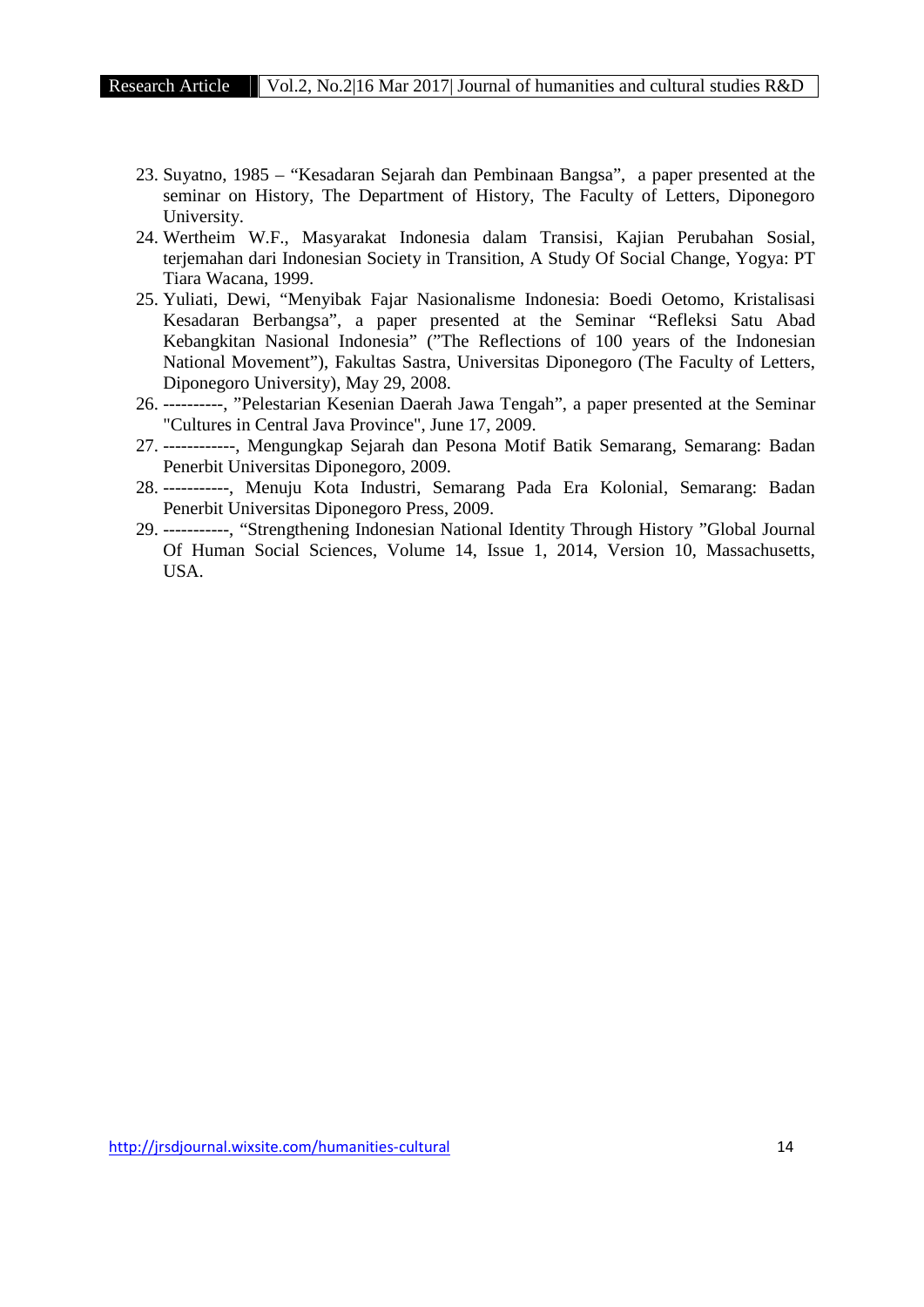23. Suyatno, 1985 – “Kesadaran Sejarah dan Pembinaan Bangsa”, a paper presented at the seminar on History, The Department of History, The Faculty of Letters, Diponegoro University.
24. Wertheim W.F., Masyarakat Indonesia dalam Transisi, Kajian Perubahan Sosial, terjemahan dari Indonesian Society in Transition, A Study Of Social Change, Yogya: PT Tiara Wacana, 1999.
25. Yuliati, Dewi, “Menyibak Fajar Nasionalisme Indonesia: Boedi Oetomo, Kristalisasi Kesadaran Berbangsa”, a paper presented at the Seminar “Refleksi Satu Abad Kebangkitan Nasional Indonesia” (”The Reflections of 100 years of the Indonesian National Movement”), Fakultas Sastra, Universitas Diponegoro (The Faculty of Letters, Diponegoro University), May 29, 2008.
26. ----------, ”Pelestarian Kesenian Daerah Jawa Tengah”, a paper presented at the Seminar "Cultures in Central Java Province", June 17, 2009.
27. ------------, Mengungkap Sejarah dan Pesona Motif Batik Semarang, Semarang: Badan Penerbit Universitas Diponegoro, 2009.
28. -----------, Menuju Kota Industri, Semarang Pada Era Kolonial, Semarang: Badan Penerbit Universitas Diponegoro Press, 2009.
29. -----------, “Strengthening Indonesian National Identity Through History ”Global Journal Of Human Social Sciences, Volume 14, Issue 1, 2014, Version 10, Massachusetts, USA.